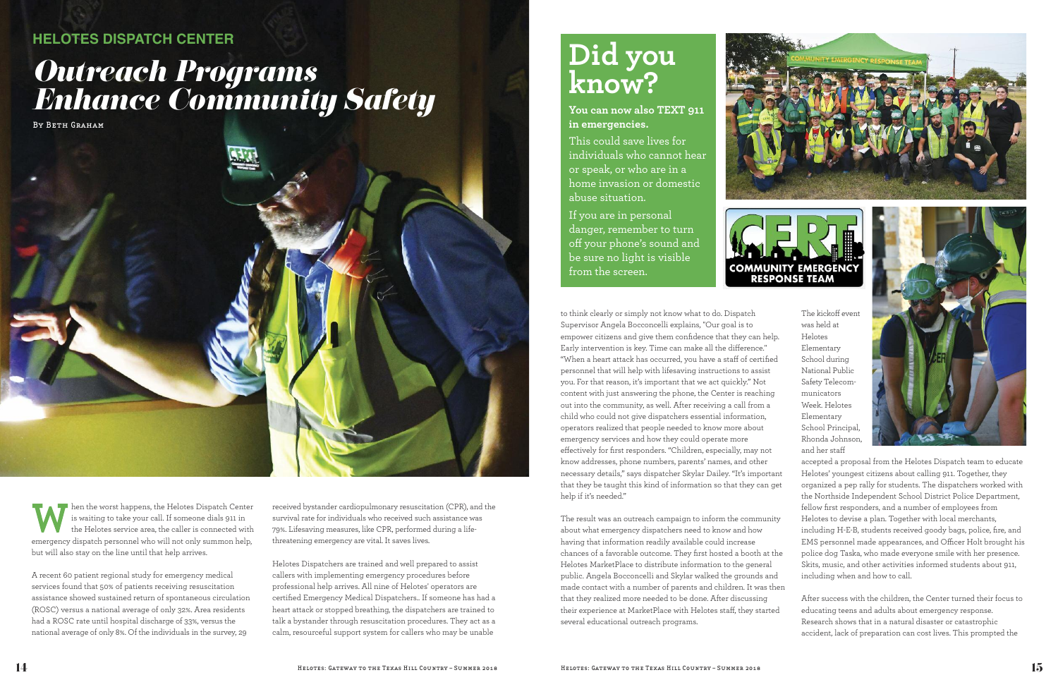## HELOTES DISPATCH CENTER

# *Outreach Programs Enhance Community Safety*

By Beth Graham

When the worst happens, the Helotes Dispatch Center is waiting to take your call. If someone dials 911 in the Helotes service area, the caller is connected with emergency dispatch personnel who will not only summon help, but will also stay on the line until that help arrives.

A recent 60 patient regional study for emergency medical services found that 50% of patients receiving resuscitation assistance showed sustained return of spontaneous circulation (ROSC) versus a national average of only 32%. Area residents had a ROSC rate until hospital discharge of 33%, versus the national average of only 8%. Of the individuals in the survey, 29 received bystander cardiopulmonary resuscitation (CPR), and the survival rate for individuals who received such assistance was 79%. Lifesaving measures, like CPR, performed during a life-threatening emergency are vital. It saves lives.

Helotes Dispatchers are trained and well prepared to assist callers with implementing emergency procedures before professional help arrives. All nine of Helotes' operators are certified Emergency Medical Dispatchers.. If someone has had a heart attack or stopped breathing, the dispatchers are trained to talk a bystander through resuscitation procedures. They act as a calm, resourceful support system for callers who may be unable to think clearly or simply not know what to do. Dispatch Supervisor Angela Bocconcelli explains, "Our goal is to empower citizens and give them confidence that they can help. Early intervention is key. Time can make all the difference." "When a heart attack has occurred, you have a staff of certified personnel that will help with lifesaving instructions to assist you. For that reason, it's important that we act quickly." Not content with just answering the phone, the Center is reaching out into the community, as well. After receiving a call from a child who could not give dispatchers essential information, operators realized that people needed to know more about emergency services and how they could operate more effectively for first responders. "Children, especially, may not know addresses, phone numbers, parents' names, and other necessary details," says dispatcher Skylar Dailey. "It's important that they be taught this kind of information so that they can get help if it's needed."

The result was an outreach campaign to inform the community about what emergency dispatchers need to know and how having that information readily available could increase chances of a favorable outcome. They first hosted a booth at the Helotes MarketPlace to distribute information to the general public. Angela Bocconcelli and Skylar walked the grounds and made contact with a number of parents and children. It was then that they realized more needed to be done. After discussing their experience at MarketPlace with Helotes staff, they started several educational outreach programs.

The kickoff event was held at Helotes Elementary School during National Public Safety Telecommunicators Week. Helotes Elementary School Principal, Rhonda Johnson, and her staff accepted a proposal from the Helotes Dispatch team to educate Helotes' youngest citizens about calling 911. Together, they organized a pep rally for students. The dispatchers worked with the Northside Independent School District Police Department, fellow first responders, and a number of employees from Helotes to devise a plan. Together with local merchants, including H-E-B, students received goody bags, police, fire, and EMS personnel made appearances, and Officer Holt brought his police dog Taska, who made everyone smile with her presence. Skits, music, and other activities informed students about 911, including when and how to call.

After success with the children, the Center turned their focus to educating teens and adults about emergency response. Research shows that in a natural disaster or catastrophic accident, lack of preparation can cost lives. This prompted the

## Did you know?

**You can now also TEXT 911 in emergencies.**

This could save lives for individuals who cannot hear or speak, or who are in a home invasion or domestic abuse situation.

If you are in personal danger, remember to turn off your phone's sound and be sure no light is visible from the screen.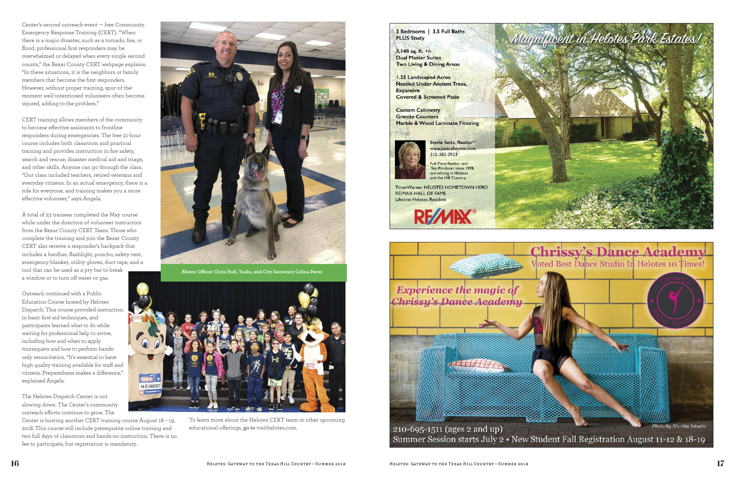Center's second outreach event — free Community Emergency Response Training (CERT). "When there is a major disaster, such as a tornado, fire, or flood, professional first responders may be overwhelmed or delayed when every single second counts," the Bexar County CERT webpage explains. "In these situations, it is the neighbors or family members that become the first responders. However, without proper training, spur-of-the-moment well-intentioned volunteers often become injured, adding to the problem."

CERT training allows members of the community to become effective assistants to frontline responders during emergencies. The free 21-hour course includes both classroom and practical training and provides instruction in fire safety, search and rescue, disaster medical aid and triage, and other skills. Anyone can go through the class. "Our class included teachers, retired veterans and everyday citizens. In an actual emergency, there is a role for everyone, and training makes you a more effective volunteer," says Angela.

A total of 23 trainees completed the May course while under the direction of volunteer instructors from the Bexar County CERT Team. Those who complete the training and join the Bexar County CERT also receive a responder's backpack that includes a hardhat, flashlight, poncho, safety vest, emergency blanket, utility gloves, duct tape, and a tool that can be used as a pry bar to break a window or to turn off water or gas.

Outreach continued with a Public Education Course hosted by Helotes Dispatch. This course provided instruction in basic first aid techniques, and participants learned what to do while waiting for professional help to arrive, including how and when to apply tourniquets and how to perform hands-only resuscitation. "It's essential to have high quality training available for staff and citizens. Preparedness makes a difference," explained Angela.

The Helotes Dispatch Center is not slowing down. The Center's community outreach efforts continue to grow. The Center is hosting another CERT training course August 18 – 19, 2018. This course will include prerequisite online training and two full days of classroom and hands-on instruction. There is no fee to participate, but registration is mandatory.

Above: Officer Chris Holt, Taska, and City Secretary Celina Perez

To learn more about the Helotes CERT team or other upcoming educational offerings, go to visithelotes.com.

3 Bedrooms | 3.5 Full Baths
PLUS Study

3,148 sq. ft. +/-
Dual Master Suites
Two Living & Dining Areas

1.25 Landscaped Acres
Nestled Under Ancient Trees, Expansive
Covered & Screened Patio

Custom Cabinetry
Granite Counters
Marble & Wood Laminate Flooring

Magnificent in Helotes Park Estates!

Stevie Seitz, Realtor®
www.justcallstevie.com
210-382-2923

Full-Time Realtor and Top Producer since 1978, specializing in Helotes and the Hill Country.

Time-Warner HELOTES HOMETOWN HERO
RE/MAX HALL OF FAME
Lifetime Helotes Resident

RE/MAX

Chrissy's Dance Academy
Voted Best Dance Studio In Helotes 10 Times!

*Experience the magic of Chrissy's Dance Academy*

*Photo by Martha Istueta*

210-695-1511 (ages 2 and up)
Summer Session starts July 2 • New Student Fall Registration August 11-12 & 18-19